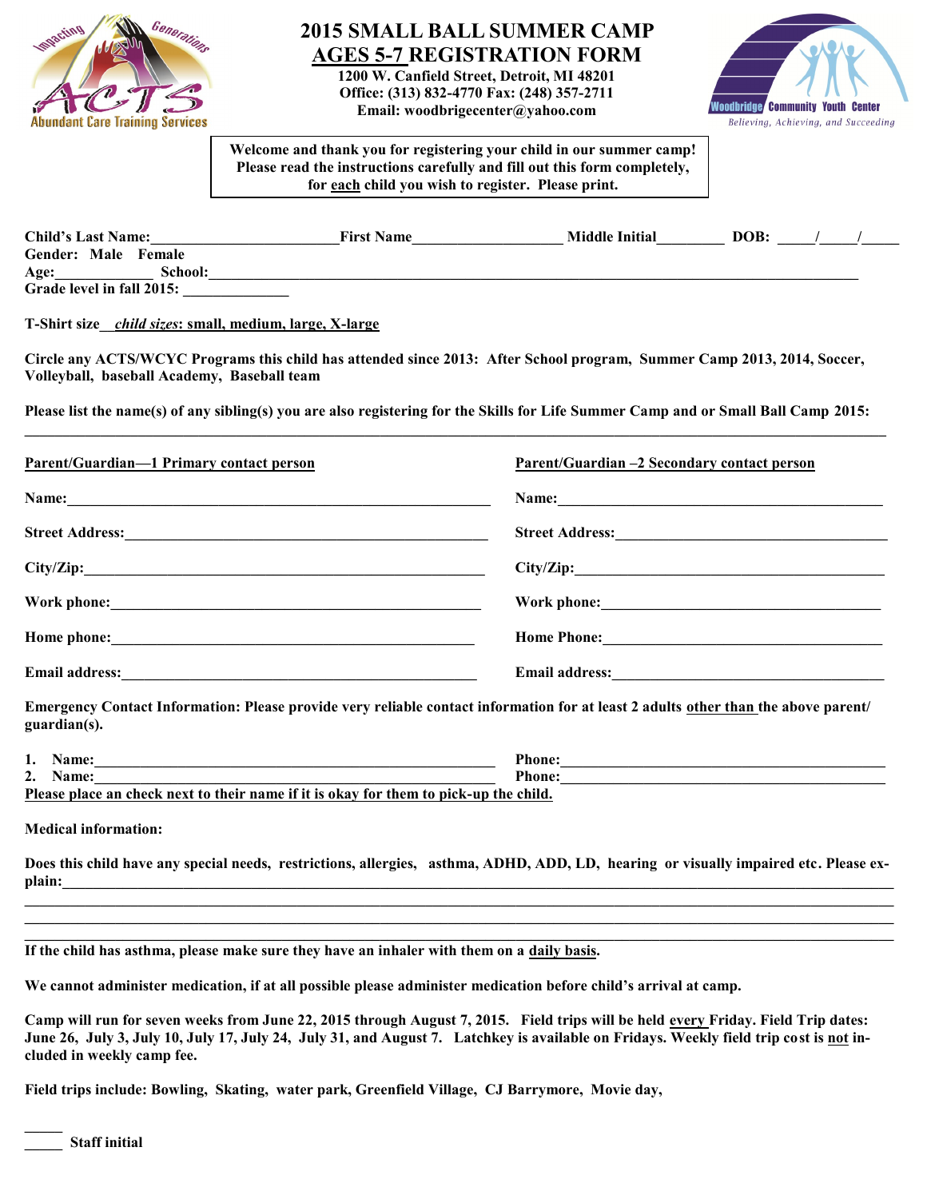Impacting Generations ACTS Abundant Care Training Services

# 2015 SMALL BALL SUMMER CAMP
## AGES 5-7 REGISTRATION FORM

**1200 W. Canfield Street, Detroit, MI 48201**
**Office: (313) 832-4770 Fax: (248) 357-2711**
**Email: woodbrigecenter@yahoo.com**

Woodbridge Community Youth Center
*Believing, Achieving, and Succeeding*

> **Welcome and thank you for registering your child in our summer camp! Please read the instructions carefully and fill out this form completely, for each child you wish to register. Please print.**

**Child's Last Name:________________________ First Name___________________ Middle Initial_________ DOB: _____/_____/_____**
**Gender: Male Female**
**Age:_____________ School:_____________________________________________________________________________**
**Grade level in fall 2015: ______________**

**T-Shirt size__ *child sizes*: small, medium, large, X-large**

**Circle any ACTS/WCYC Programs this child has attended since 2013: After School program, Summer Camp 2013, 2014, Soccer, Volleyball, baseball Academy, Baseball team**

**Please list the name(s) of any sibling(s) you are also registering for the Skills for Life Summer Camp and or Small Ball Camp 2015:**
______________________________________________________________________________________________________

**Parent/Guardian—1 Primary contact person**

**Name:_______________________________________________________**

**Street Address:________________________________________________**

**City/Zip:_____________________________________________________**

**Work phone:__________________________________________________**

**Home phone:_________________________________________________**

**Email address:_______________________________________________**

**Parent/Guardian –2 Secondary contact person**

**Name:___________________________________________**

**Street Address:____________________________________**

**City/Zip:__________________________________________**

**Work phone:_______________________________________**

**Home Phone:______________________________________**

**Email address:_____________________________________**

**Emergency Contact Information: Please provide very reliable contact information for at least 2 adults other than the above parent/ guardian(s).**

**1. Name:_______________________________________________ Phone:____________________________________________**
**2. Name:_______________________________________________ Phone:____________________________________________**
**Please place an check next to their name if it is okay for them to pick-up the child.**

**Medical information:**

**Does this child have any special needs, restrictions, allergies, asthma, ADHD, ADD, LD, hearing or visually impaired etc. Please explain:_____________________________________________________________________________________________**
______________________________________________________________________________________________________
______________________________________________________________________________________________________

**If the child has asthma, please make sure they have an inhaler with them on a daily basis.**

**We cannot administer medication, if at all possible please administer medication before child's arrival at camp.**

**Camp will run for seven weeks from June 22, 2015 through August 7, 2015. Field trips will be held every Friday. Field Trip dates: June 26, July 3, July 10, July 17, July 24, July 31, and August 7. Latchkey is available on Fridays. Weekly field trip cost is not included in weekly camp fee.**

**Field trips include: Bowling, Skating, water park, Greenfield Village, CJ Barrymore, Movie day,**

**_____**
**_____ Staff initial**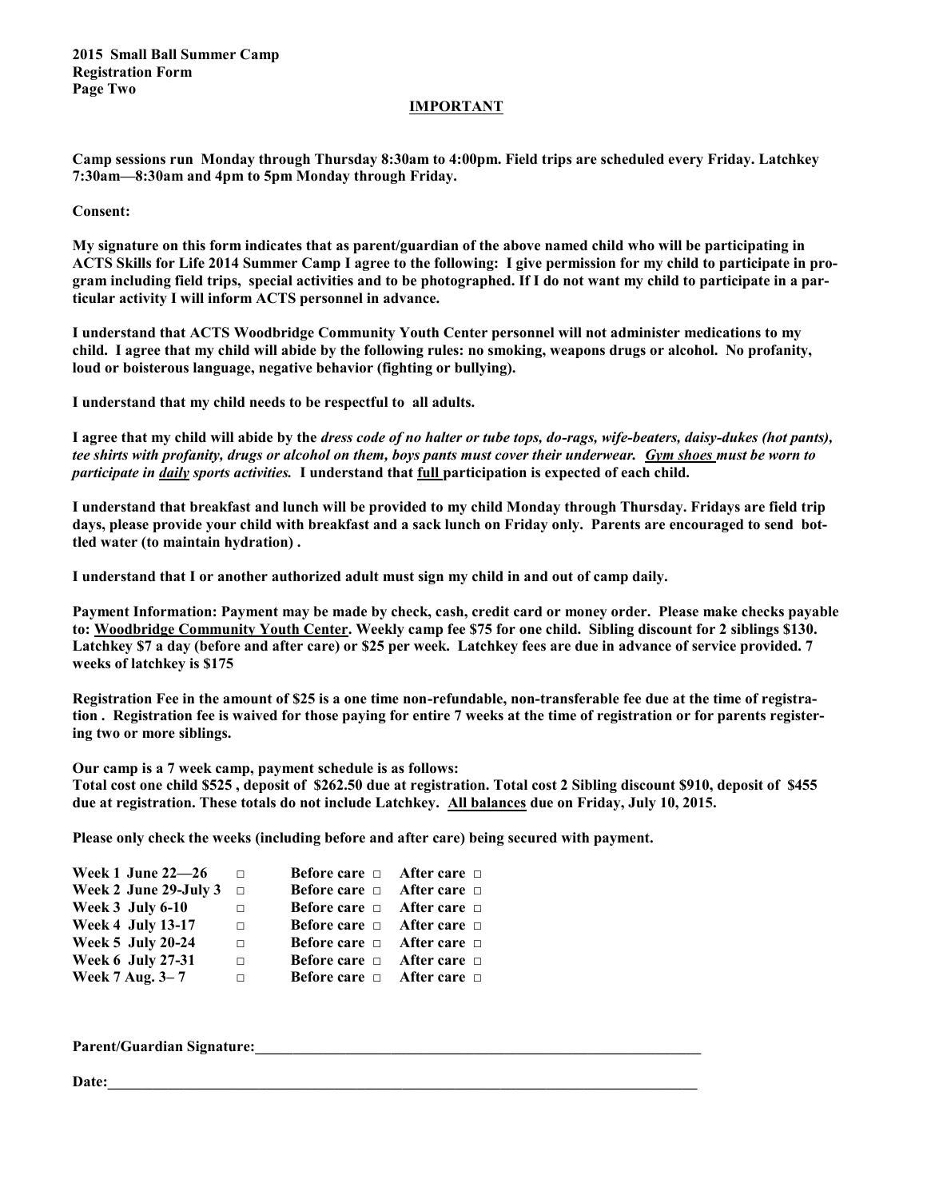**2015 Small Ball Summer Camp**
**Registration Form**
**Page Two**

## IMPORTANT

**Camp sessions run Monday through Thursday 8:30am to 4:00pm. Field trips are scheduled every Friday. Latchkey 7:30am—8:30am and 4pm to 5pm Monday through Friday.**

**Consent:**

**My signature on this form indicates that as parent/guardian of the above named child who will be participating in ACTS Skills for Life 2014 Summer Camp I agree to the following: I give permission for my child to participate in program including field trips, special activities and to be photographed. If I do not want my child to participate in a particular activity I will inform ACTS personnel in advance.**

**I understand that ACTS Woodbridge Community Youth Center personnel will not administer medications to my child. I agree that my child will abide by the following rules: no smoking, weapons drugs or alcohol. No profanity, loud or boisterous language, negative behavior (fighting or bullying).**

**I understand that my child needs to be respectful to all adults.**

**I agree that my child will abide by the *dress code of no halter or tube tops, do-rags, wife-beaters, daisy-dukes (hot pants), tee shirts with profanity, drugs or alcohol on them, boys pants must cover their underwear. <u>Gym shoes</u> must be worn to participate in <u>daily</u> sports activities.* I understand that <u>full</u> participation is expected of each child.**

**I understand that breakfast and lunch will be provided to my child Monday through Thursday. Fridays are field trip days, please provide your child with breakfast and a sack lunch on Friday only. Parents are encouraged to send bottled water (to maintain hydration) .**

**I understand that I or another authorized adult must sign my child in and out of camp daily.**

**Payment Information: Payment may be made by check, cash, credit card or money order. Please make checks payable to: <u>Woodbridge Community Youth Center</u>. Weekly camp fee $75 for one child. Sibling discount for 2 siblings $130. Latchkey $7 a day (before and after care) or $25 per week. Latchkey fees are due in advance of service provided. 7 weeks of latchkey is $175**

**Registration Fee in the amount of $25 is a one time non-refundable, non-transferable fee due at the time of registration . Registration fee is waived for those paying for entire 7 weeks at the time of registration or for parents registering two or more siblings.**

**Our camp is a 7 week camp, payment schedule is as follows:**
**Total cost one child $525 , deposit of $262.50 due at registration. Total cost 2 Sibling discount $910, deposit of $455 due at registration. These totals do not include Latchkey. <u>All balances</u> due on Friday, July 10, 2015.**

**Please only check the weeks (including before and after care) being secured with payment.**

| | | | |
|---|---|---|---|
| **Week 1 June 22—26** | □ | **Before care □** | **After care □** |
| **Week 2 June 29-July 3** | □ | **Before care □** | **After care □** |
| **Week 3 July 6-10** | □ | **Before care □** | **After care □** |
| **Week 4 July 13-17** | □ | **Before care □** | **After care □** |
| **Week 5 July 20-24** | □ | **Before care □** | **After care □** |
| **Week 6 July 27-31** | □ | **Before care □** | **After care □** |
| **Week 7 Aug. 3– 7** | □ | **Before care □** | **After care □** |

**Parent/Guardian Signature:**_______________________________________________________________

**Date:**_________________________________________________________________________________